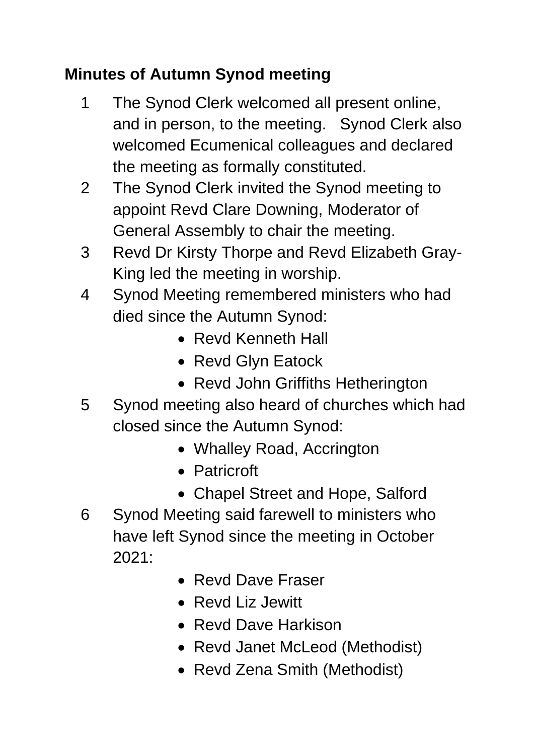**Minutes of Autumn Synod meeting**

1. The Synod Clerk welcomed all present online, and in person, to the meeting. Synod Clerk also welcomed Ecumenical colleagues and declared the meeting as formally constituted.
2. The Synod Clerk invited the Synod meeting to appoint Revd Clare Downing, Moderator of General Assembly to chair the meeting.
3. Revd Dr Kirsty Thorpe and Revd Elizabeth Gray-King led the meeting in worship.
4. Synod Meeting remembered ministers who had died since the Autumn Synod:
    - Revd Kenneth Hall
    - Revd Glyn Eatock
    - Revd John Griffiths Hetherington
5. Synod meeting also heard of churches which had closed since the Autumn Synod:
    - Whalley Road, Accrington
    - Patricroft
    - Chapel Street and Hope, Salford
6. Synod Meeting said farewell to ministers who have left Synod since the meeting in October 2021:
    - Revd Dave Fraser
    - Revd Liz Jewitt
    - Revd Dave Harkison
    - Revd Janet McLeod (Methodist)
    - Revd Zena Smith (Methodist)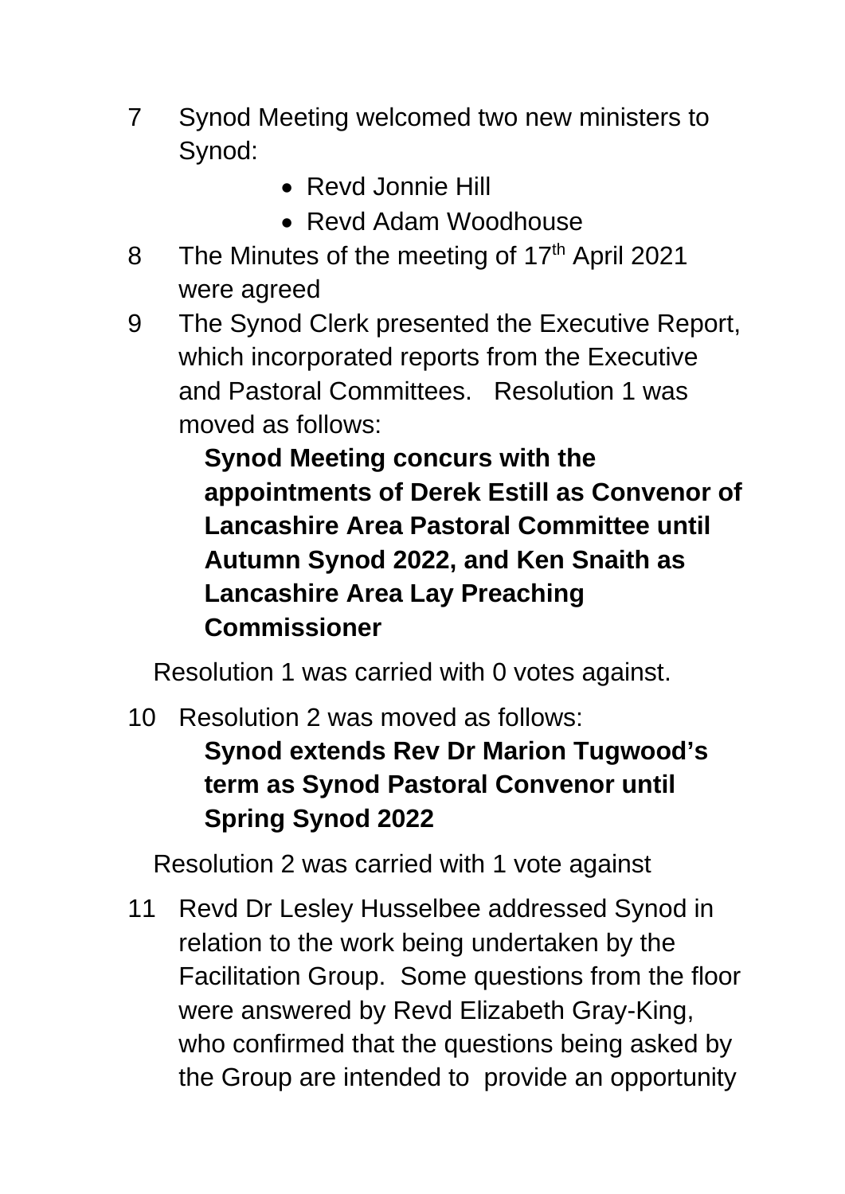7 Synod Meeting welcomed two new ministers to Synod:

- Revd Jonnie Hill
- Revd Adam Woodhouse

8 The Minutes of the meeting of 17th April 2021 were agreed

9 The Synod Clerk presented the Executive Report, which incorporated reports from the Executive and Pastoral Committees. Resolution 1 was moved as follows:

**Synod Meeting concurs with the appointments of Derek Estill as Convenor of Lancashire Area Pastoral Committee until Autumn Synod 2022, and Ken Snaith as Lancashire Area Lay Preaching Commissioner**

Resolution 1 was carried with 0 votes against.

10 Resolution 2 was moved as follows:

**Synod extends Rev Dr Marion Tugwood's term as Synod Pastoral Convenor until Spring Synod 2022**

Resolution 2 was carried with 1 vote against

11 Revd Dr Lesley Husselbee addressed Synod in relation to the work being undertaken by the Facilitation Group. Some questions from the floor were answered by Revd Elizabeth Gray-King, who confirmed that the questions being asked by the Group are intended to provide an opportunity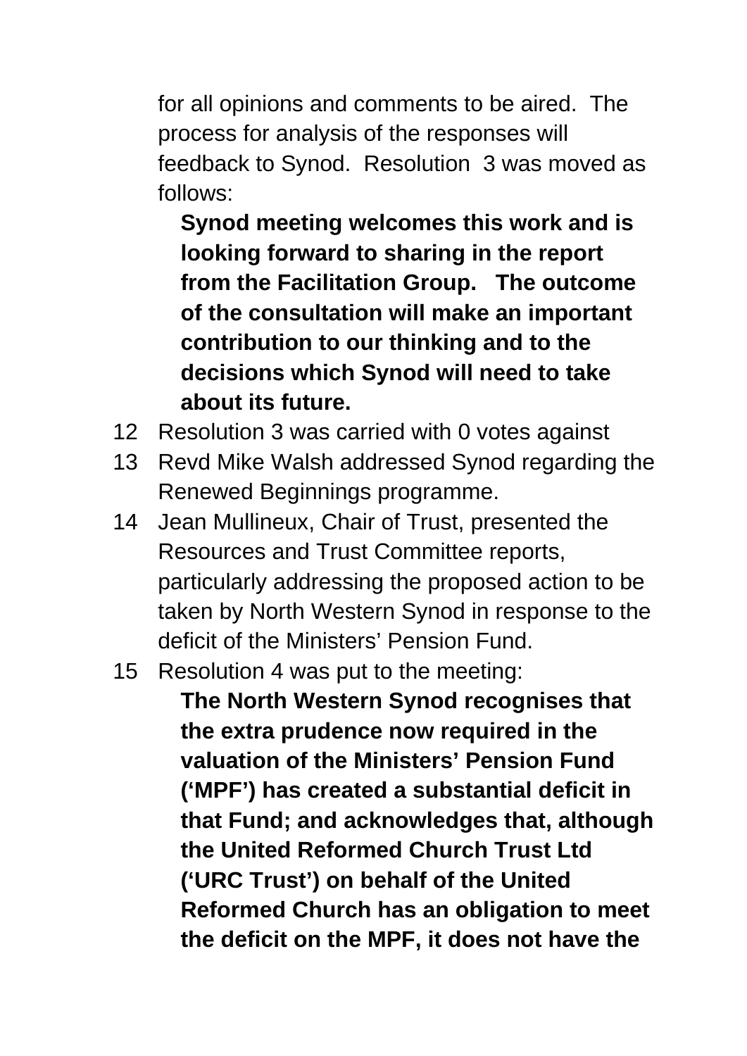for all opinions and comments to be aired. The process for analysis of the responses will feedback to Synod. Resolution 3 was moved as follows:

> **Synod meeting welcomes this work and is looking forward to sharing in the report from the Facilitation Group. The outcome of the consultation will make an important contribution to our thinking and to the decisions which Synod will need to take about its future.**

12 Resolution 3 was carried with 0 votes against

13 Revd Mike Walsh addressed Synod regarding the Renewed Beginnings programme.

14 Jean Mullineux, Chair of Trust, presented the Resources and Trust Committee reports, particularly addressing the proposed action to be taken by North Western Synod in response to the deficit of the Ministers' Pension Fund.

15 Resolution 4 was put to the meeting:

> **The North Western Synod recognises that the extra prudence now required in the valuation of the Ministers' Pension Fund ('MPF') has created a substantial deficit in that Fund; and acknowledges that, although the United Reformed Church Trust Ltd ('URC Trust') on behalf of the United Reformed Church has an obligation to meet the deficit on the MPF, it does not have the**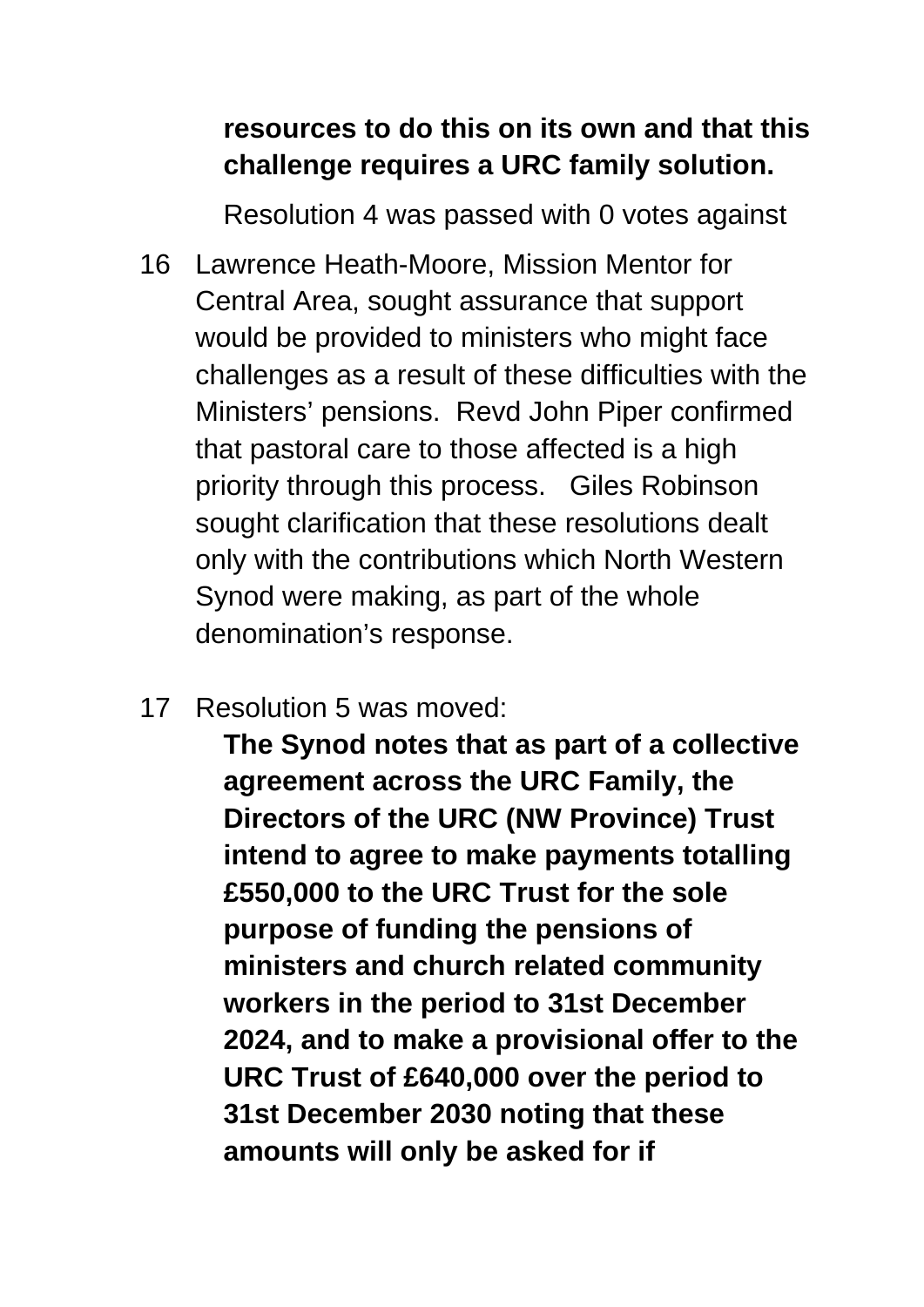**resources to do this on its own and that this challenge requires a URC family solution.**

Resolution 4 was passed with 0 votes against

16 Lawrence Heath-Moore, Mission Mentor for Central Area, sought assurance that support would be provided to ministers who might face challenges as a result of these difficulties with the Ministers' pensions. Revd John Piper confirmed that pastoral care to those affected is a high priority through this process. Giles Robinson sought clarification that these resolutions dealt only with the contributions which North Western Synod were making, as part of the whole denomination's response.

17 Resolution 5 was moved:

**The Synod notes that as part of a collective agreement across the URC Family, the Directors of the URC (NW Province) Trust intend to agree to make payments totalling £550,000 to the URC Trust for the sole purpose of funding the pensions of ministers and church related community workers in the period to 31st December 2024, and to make a provisional offer to the URC Trust of £640,000 over the period to 31st December 2030 noting that these amounts will only be asked for if**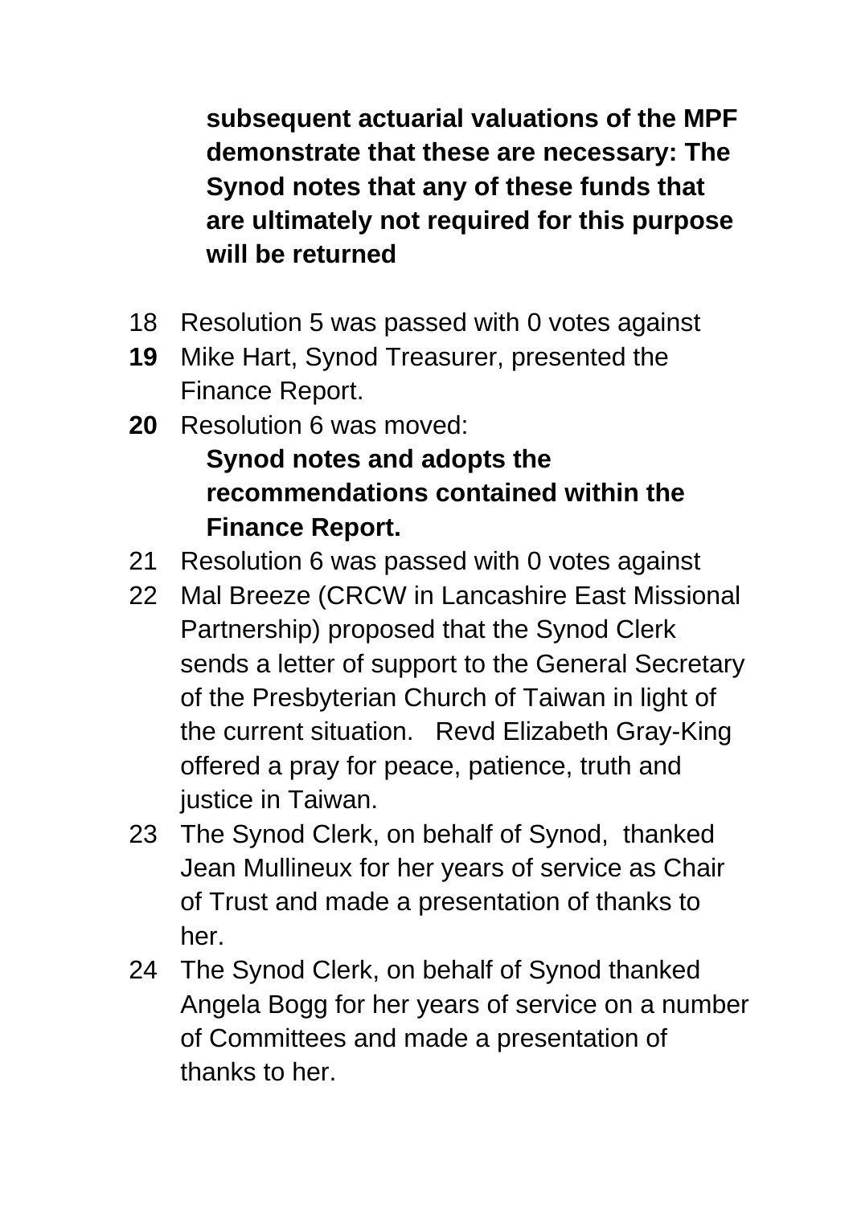**subsequent actuarial valuations of the MPF demonstrate that these are necessary: The Synod notes that any of these funds that are ultimately not required for this purpose will be returned**

18 Resolution 5 was passed with 0 votes against

**19** Mike Hart, Synod Treasurer, presented the Finance Report.

**20** Resolution 6 was moved:

**Synod notes and adopts the recommendations contained within the Finance Report.**

21 Resolution 6 was passed with 0 votes against

22 Mal Breeze (CRCW in Lancashire East Missional Partnership) proposed that the Synod Clerk sends a letter of support to the General Secretary of the Presbyterian Church of Taiwan in light of the current situation. Revd Elizabeth Gray-King offered a pray for peace, patience, truth and justice in Taiwan.

23 The Synod Clerk, on behalf of Synod, thanked Jean Mullineux for her years of service as Chair of Trust and made a presentation of thanks to her.

24 The Synod Clerk, on behalf of Synod thanked Angela Bogg for her years of service on a number of Committees and made a presentation of thanks to her.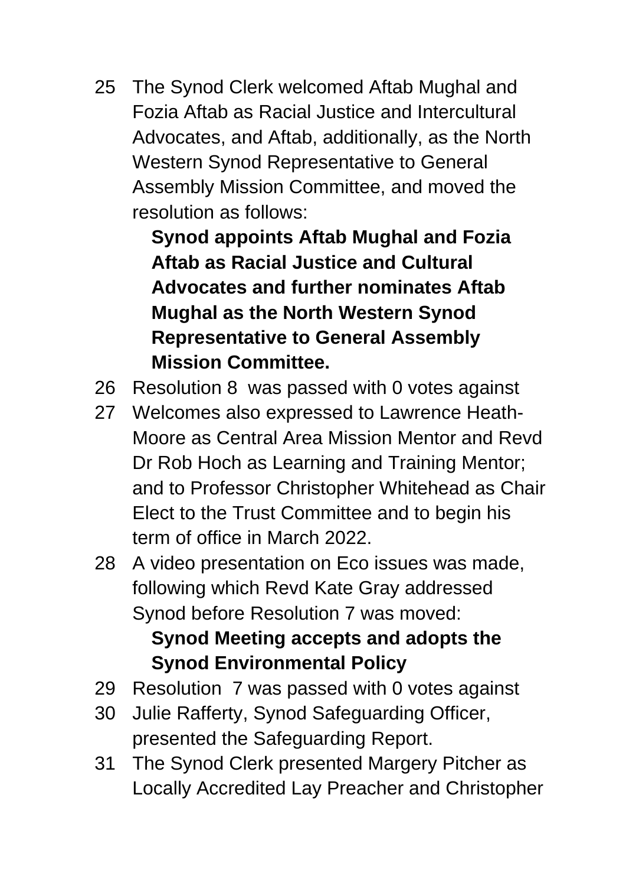25 The Synod Clerk welcomed Aftab Mughal and Fozia Aftab as Racial Justice and Intercultural Advocates, and Aftab, additionally, as the North Western Synod Representative to General Assembly Mission Committee, and moved the resolution as follows:

   **Synod appoints Aftab Mughal and Fozia Aftab as Racial Justice and Cultural Advocates and further nominates Aftab Mughal as the North Western Synod Representative to General Assembly Mission Committee.**

26 Resolution 8 was passed with 0 votes against

27 Welcomes also expressed to Lawrence Heath-Moore as Central Area Mission Mentor and Revd Dr Rob Hoch as Learning and Training Mentor; and to Professor Christopher Whitehead as Chair Elect to the Trust Committee and to begin his term of office in March 2022.

28 A video presentation on Eco issues was made, following which Revd Kate Gray addressed Synod before Resolution 7 was moved:

   **Synod Meeting accepts and adopts the Synod Environmental Policy**

29 Resolution 7 was passed with 0 votes against

30 Julie Rafferty, Synod Safeguarding Officer, presented the Safeguarding Report.

31 The Synod Clerk presented Margery Pitcher as Locally Accredited Lay Preacher and Christopher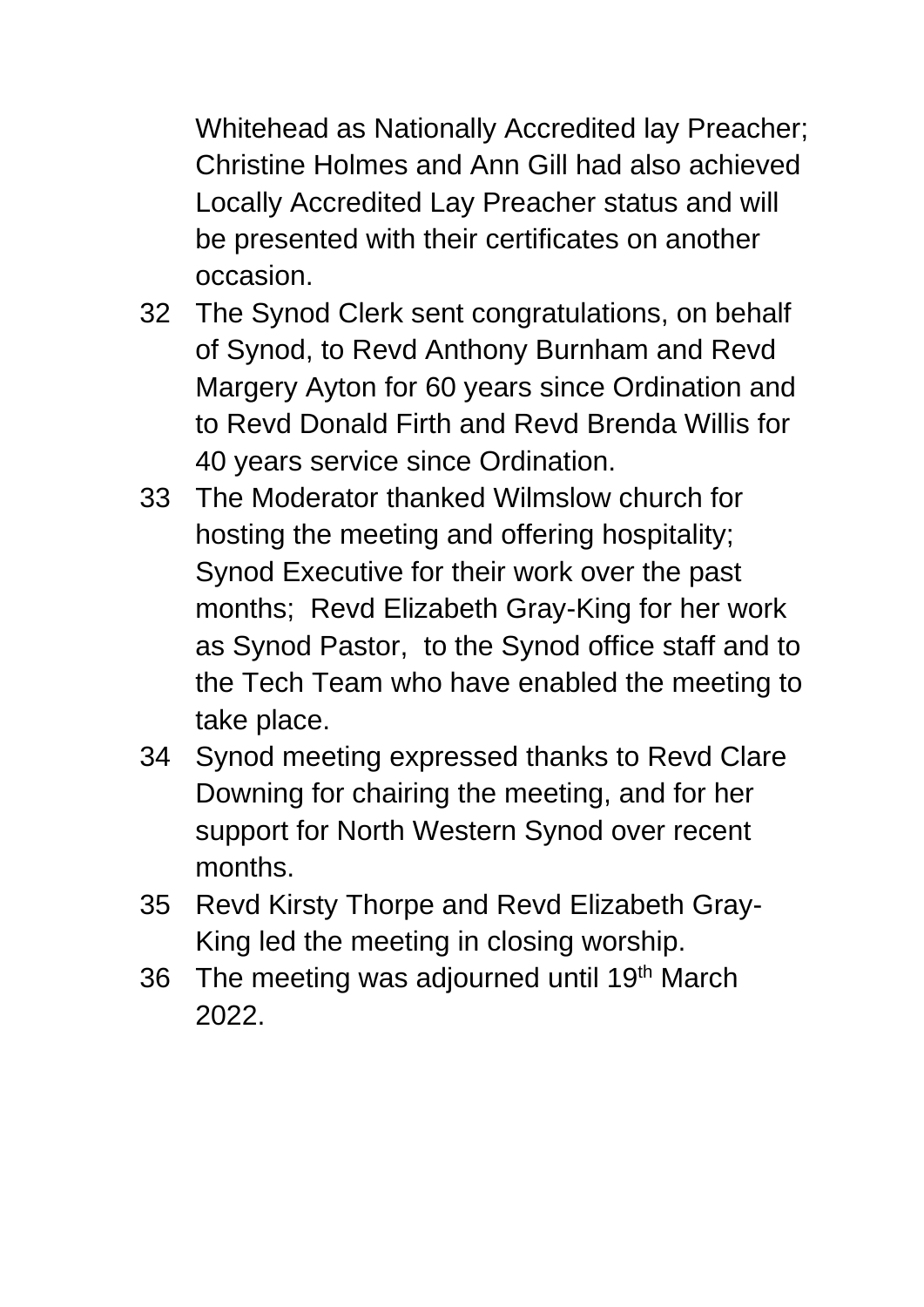Whitehead as Nationally Accredited lay Preacher; Christine Holmes and Ann Gill had also achieved Locally Accredited Lay Preacher status and will be presented with their certificates on another occasion.

32 The Synod Clerk sent congratulations, on behalf of Synod, to Revd Anthony Burnham and Revd Margery Ayton for 60 years since Ordination and to Revd Donald Firth and Revd Brenda Willis for 40 years service since Ordination.

33 The Moderator thanked Wilmslow church for hosting the meeting and offering hospitality; Synod Executive for their work over the past months; Revd Elizabeth Gray-King for her work as Synod Pastor, to the Synod office staff and to the Tech Team who have enabled the meeting to take place.

34 Synod meeting expressed thanks to Revd Clare Downing for chairing the meeting, and for her support for North Western Synod over recent months.

35 Revd Kirsty Thorpe and Revd Elizabeth Gray-King led the meeting in closing worship.

36 The meeting was adjourned until 19th March 2022.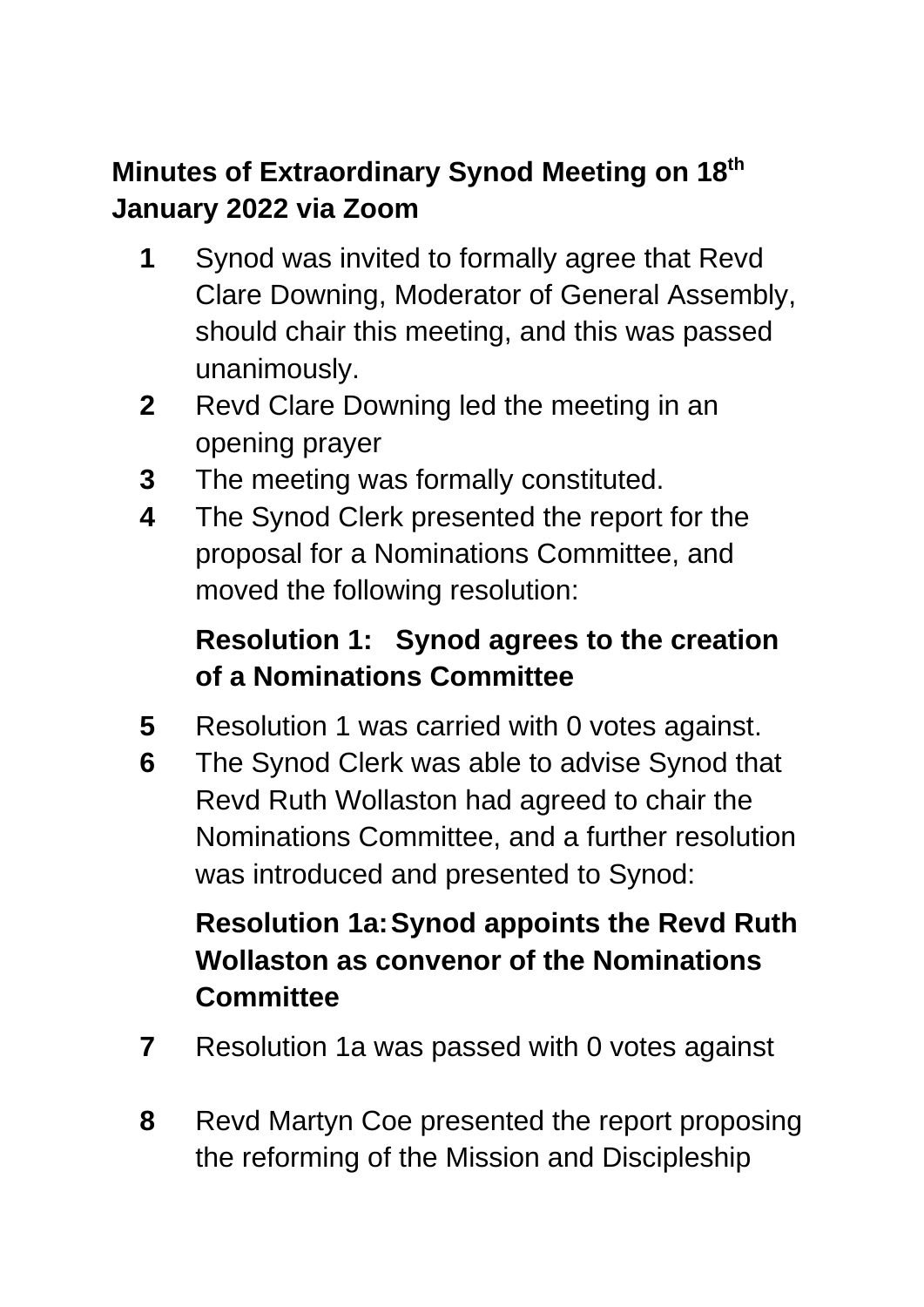## Minutes of Extraordinary Synod Meeting on 18th January 2022 via Zoom

**1** Synod was invited to formally agree that Revd Clare Downing, Moderator of General Assembly, should chair this meeting, and this was passed unanimously.

**2** Revd Clare Downing led the meeting in an opening prayer

**3** The meeting was formally constituted.

**4** The Synod Clerk presented the report for the proposal for a Nominations Committee, and moved the following resolution:

**Resolution 1: Synod agrees to the creation of a Nominations Committee**

**5** Resolution 1 was carried with 0 votes against.

**6** The Synod Clerk was able to advise Synod that Revd Ruth Wollaston had agreed to chair the Nominations Committee, and a further resolution was introduced and presented to Synod:

**Resolution 1a: Synod appoints the Revd Ruth Wollaston as convenor of the Nominations Committee**

**7** Resolution 1a was passed with 0 votes against

**8** Revd Martyn Coe presented the report proposing the reforming of the Mission and Discipleship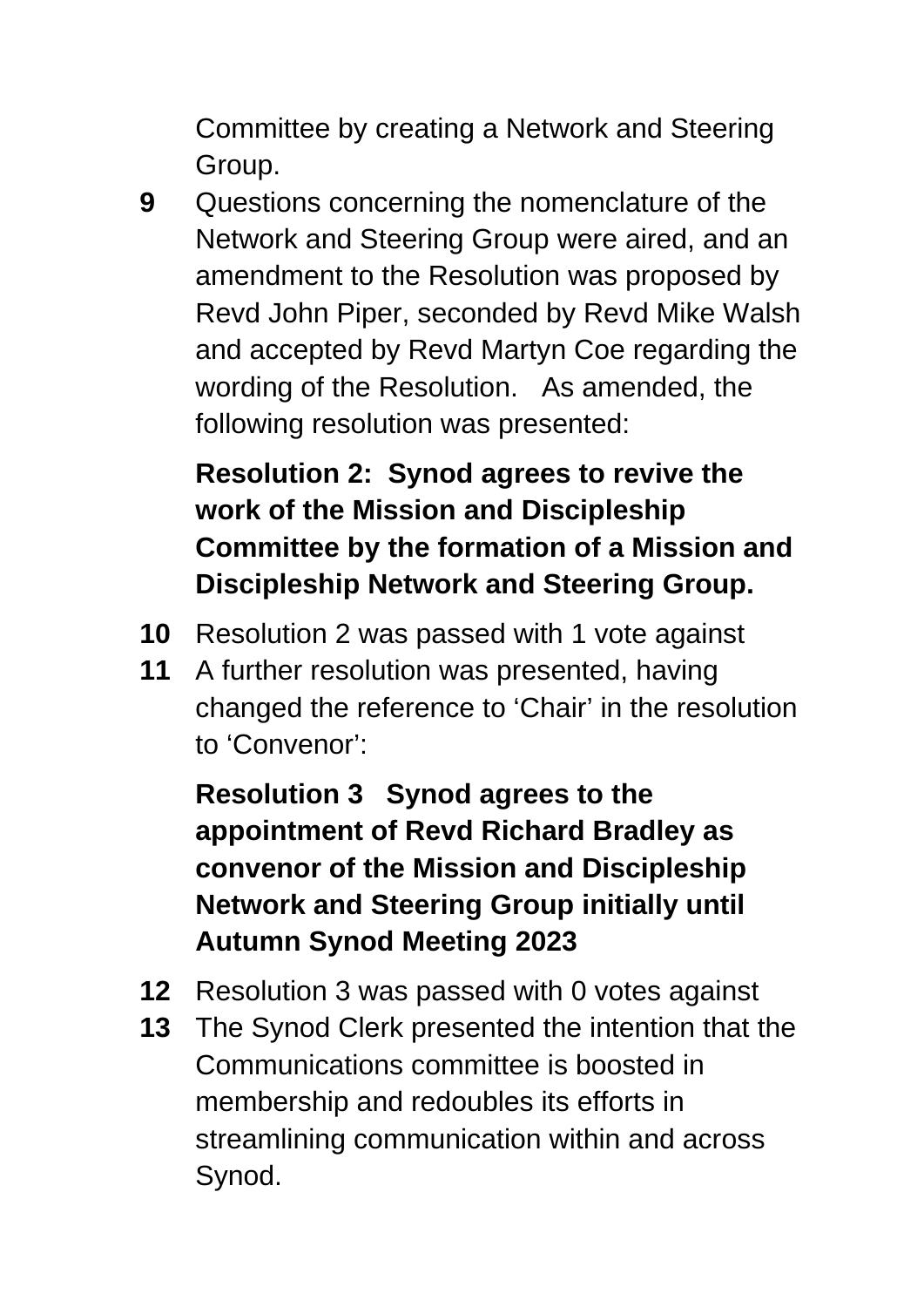Committee by creating a Network and Steering Group.

**9** Questions concerning the nomenclature of the Network and Steering Group were aired, and an amendment to the Resolution was proposed by Revd John Piper, seconded by Revd Mike Walsh and accepted by Revd Martyn Coe regarding the wording of the Resolution. As amended, the following resolution was presented:

**Resolution 2: Synod agrees to revive the work of the Mission and Discipleship Committee by the formation of a Mission and Discipleship Network and Steering Group.**

**10** Resolution 2 was passed with 1 vote against

**11** A further resolution was presented, having changed the reference to 'Chair' in the resolution to 'Convenor':

**Resolution 3 Synod agrees to the appointment of Revd Richard Bradley as convenor of the Mission and Discipleship Network and Steering Group initially until Autumn Synod Meeting 2023**

**12** Resolution 3 was passed with 0 votes against

**13** The Synod Clerk presented the intention that the Communications committee is boosted in membership and redoubles its efforts in streamlining communication within and across Synod.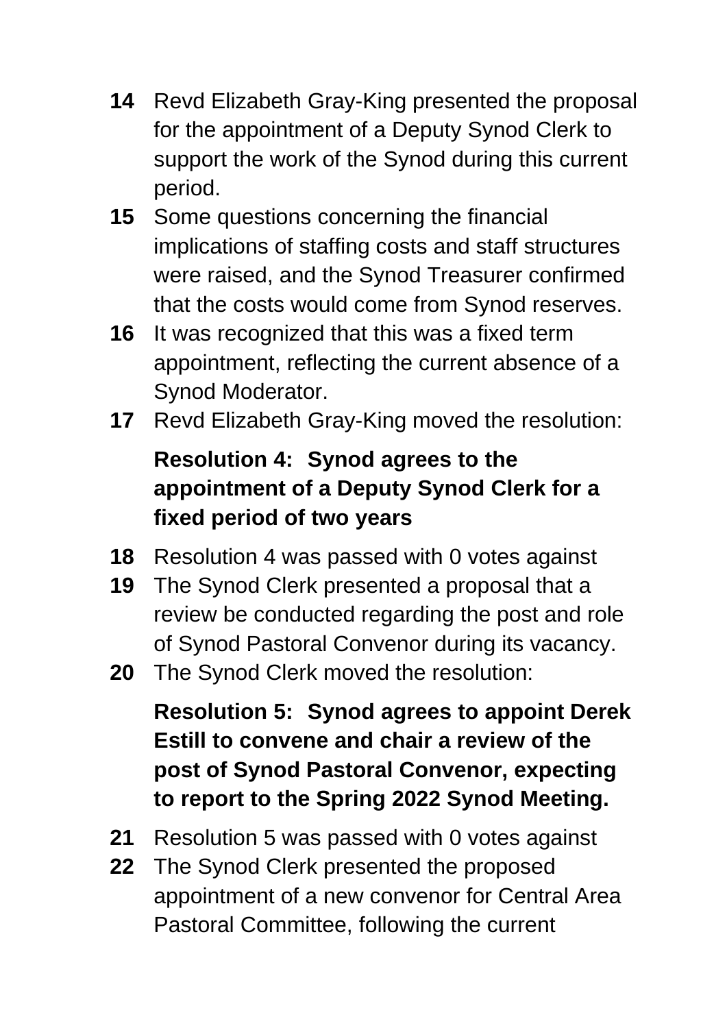**14** Revd Elizabeth Gray-King presented the proposal for the appointment of a Deputy Synod Clerk to support the work of the Synod during this current period.

**15** Some questions concerning the financial implications of staffing costs and staff structures were raised, and the Synod Treasurer confirmed that the costs would come from Synod reserves.

**16** It was recognized that this was a fixed term appointment, reflecting the current absence of a Synod Moderator.

**17** Revd Elizabeth Gray-King moved the resolution:

**Resolution 4: Synod agrees to the appointment of a Deputy Synod Clerk for a fixed period of two years**

**18** Resolution 4 was passed with 0 votes against

**19** The Synod Clerk presented a proposal that a review be conducted regarding the post and role of Synod Pastoral Convenor during its vacancy.

**20** The Synod Clerk moved the resolution:

**Resolution 5: Synod agrees to appoint Derek Estill to convene and chair a review of the post of Synod Pastoral Convenor, expecting to report to the Spring 2022 Synod Meeting.**

**21** Resolution 5 was passed with 0 votes against

**22** The Synod Clerk presented the proposed appointment of a new convenor for Central Area Pastoral Committee, following the current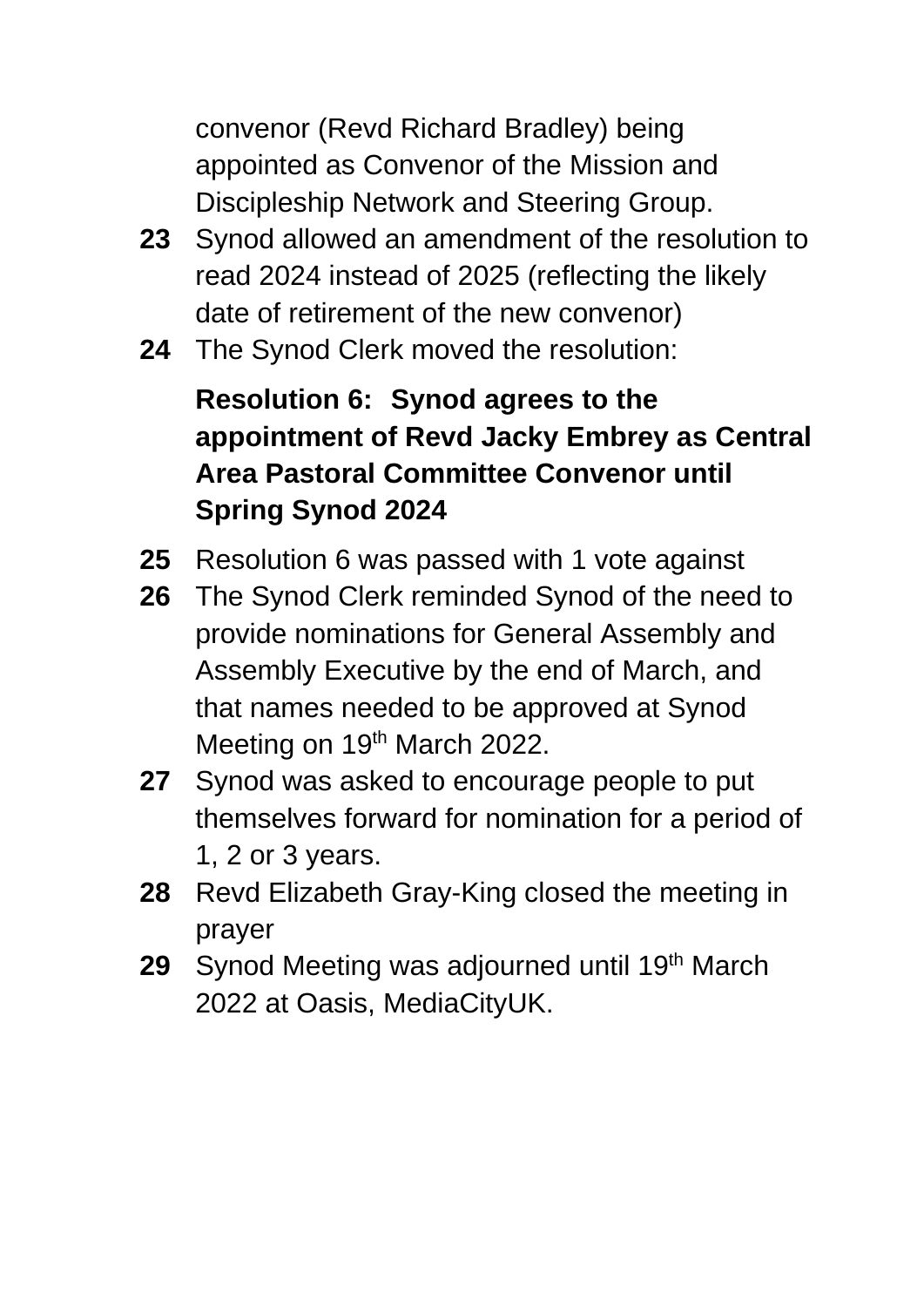convenor (Revd Richard Bradley) being appointed as Convenor of the Mission and Discipleship Network and Steering Group.

**23** Synod allowed an amendment of the resolution to read 2024 instead of 2025 (reflecting the likely date of retirement of the new convenor)

**24** The Synod Clerk moved the resolution:

**Resolution 6: Synod agrees to the appointment of Revd Jacky Embrey as Central Area Pastoral Committee Convenor until Spring Synod 2024**

**25** Resolution 6 was passed with 1 vote against

**26** The Synod Clerk reminded Synod of the need to provide nominations for General Assembly and Assembly Executive by the end of March, and that names needed to be approved at Synod Meeting on 19th March 2022.

**27** Synod was asked to encourage people to put themselves forward for nomination for a period of 1, 2 or 3 years.

**28** Revd Elizabeth Gray-King closed the meeting in prayer

**29** Synod Meeting was adjourned until 19th March 2022 at Oasis, MediaCityUK.